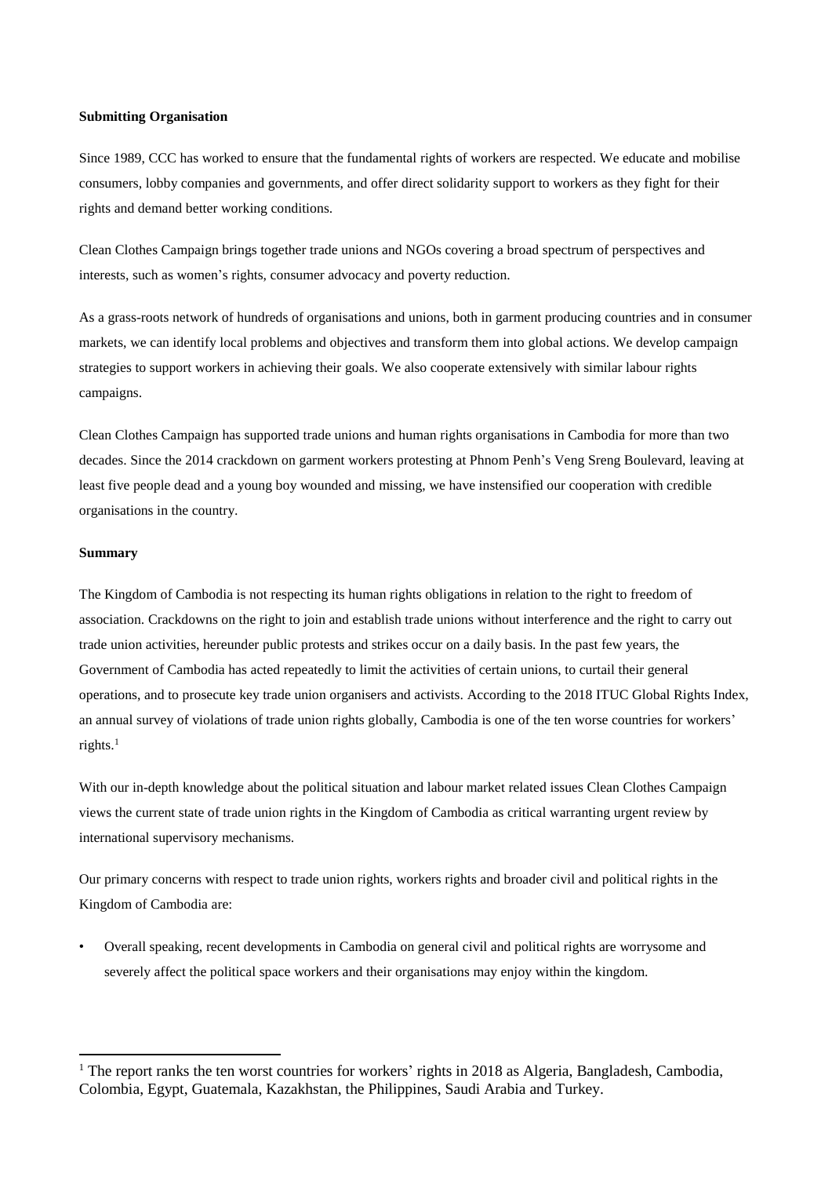**Submitting Organisation**

Since 1989, CCC has worked to ensure that the fundamental rights of workers are respected. We educate and mobilise consumers, lobby companies and governments, and offer direct solidarity support to workers as they fight for their rights and demand better working conditions.

Clean Clothes Campaign brings together trade unions and NGOs covering a broad spectrum of perspectives and interests, such as women's rights, consumer advocacy and poverty reduction.

As a grass-roots network of hundreds of organisations and unions, both in garment producing countries and in consumer markets, we can identify local problems and objectives and transform them into global actions. We develop campaign strategies to support workers in achieving their goals. We also cooperate extensively with similar labour rights campaigns.

Clean Clothes Campaign has supported trade unions and human rights organisations in Cambodia for more than two decades. Since the 2014 crackdown on garment workers protesting at Phnom Penh's Veng Sreng Boulevard, leaving at least five people dead and a young boy wounded and missing, we have instensified our cooperation with credible organisations in the country.

**Summary**

The Kingdom of Cambodia is not respecting its human rights obligations in relation to the right to freedom of association. Crackdowns on the right to join and establish trade unions without interference and the right to carry out trade union activities, hereunder public protests and strikes occur on a daily basis. In the past few years, the Government of Cambodia has acted repeatedly to limit the activities of certain unions, to curtail their general operations, and to prosecute key trade union organisers and activists. According to the 2018 ITUC Global Rights Index, an annual survey of violations of trade union rights globally, Cambodia is one of the ten worse countries for workers' rights.[1]

With our in-depth knowledge about the political situation and labour market related issues Clean Clothes Campaign views the current state of trade union rights in the Kingdom of Cambodia as critical warranting urgent review by international supervisory mechanisms.

Our primary concerns with respect to trade union rights, workers rights and broader civil and political rights in the Kingdom of Cambodia are:

- Overall speaking, recent developments in Cambodia on general civil and political rights are worrysome and severely affect the political space workers and their organisations may enjoy within the kingdom.

[1] The report ranks the ten worst countries for workers' rights in 2018 as Algeria, Bangladesh, Cambodia, Colombia, Egypt, Guatemala, Kazakhstan, the Philippines, Saudi Arabia and Turkey.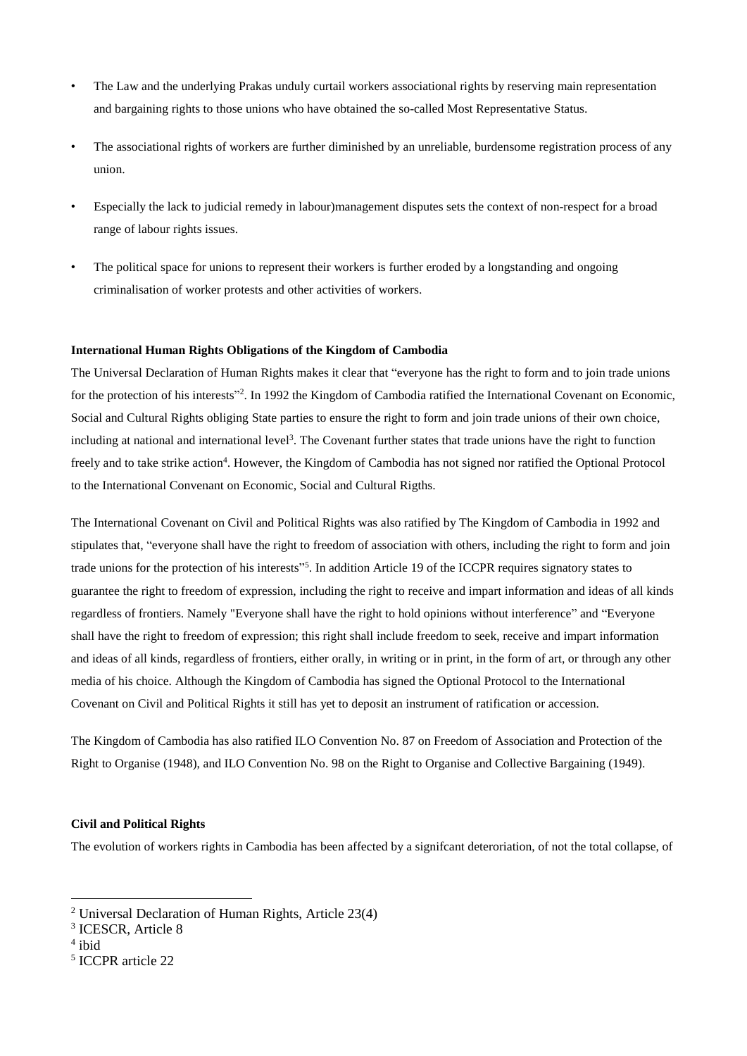- The Law and the underlying Prakas unduly curtail workers associational rights by reserving main representation and bargaining rights to those unions who have obtained the so-called Most Representative Status.
- The associational rights of workers are further diminished by an unreliable, burdensome registration process of any union.
- Especially the lack to judicial remedy in labour)management disputes sets the context of non-respect for a broad range of labour rights issues.
- The political space for unions to represent their workers is further eroded by a longstanding and ongoing criminalisation of worker protests and other activities of workers.

**International Human Rights Obligations of the Kingdom of Cambodia**

The Universal Declaration of Human Rights makes it clear that "everyone has the right to form and to join trade unions for the protection of his interests"[2]. In 1992 the Kingdom of Cambodia ratified the International Covenant on Economic, Social and Cultural Rights obliging State parties to ensure the right to form and join trade unions of their own choice, including at national and international level[3]. The Covenant further states that trade unions have the right to function freely and to take strike action[4]. However, the Kingdom of Cambodia has not signed nor ratified the Optional Protocol to the International Convenant on Economic, Social and Cultural Rigths.

The International Covenant on Civil and Political Rights was also ratified by The Kingdom of Cambodia in 1992 and stipulates that, "everyone shall have the right to freedom of association with others, including the right to form and join trade unions for the protection of his interests"[5]. In addition Article 19 of the ICCPR requires signatory states to guarantee the right to freedom of expression, including the right to receive and impart information and ideas of all kinds regardless of frontiers. Namely "Everyone shall have the right to hold opinions without interference" and "Everyone shall have the right to freedom of expression; this right shall include freedom to seek, receive and impart information and ideas of all kinds, regardless of frontiers, either orally, in writing or in print, in the form of art, or through any other media of his choice. Although the Kingdom of Cambodia has signed the Optional Protocol to the International Covenant on Civil and Political Rights it still has yet to deposit an instrument of ratification or accession.

The Kingdom of Cambodia has also ratified ILO Convention No. 87 on Freedom of Association and Protection of the Right to Organise (1948), and ILO Convention No. 98 on the Right to Organise and Collective Bargaining (1949).

**Civil and Political Rights**

The evolution of workers rights in Cambodia has been affected by a signifcant deteroriation, of not the total collapse, of

---

[2] Universal Declaration of Human Rights, Article 23(4)

[3] ICESCR, Article 8

[4] ibid

[5] ICCPR article 22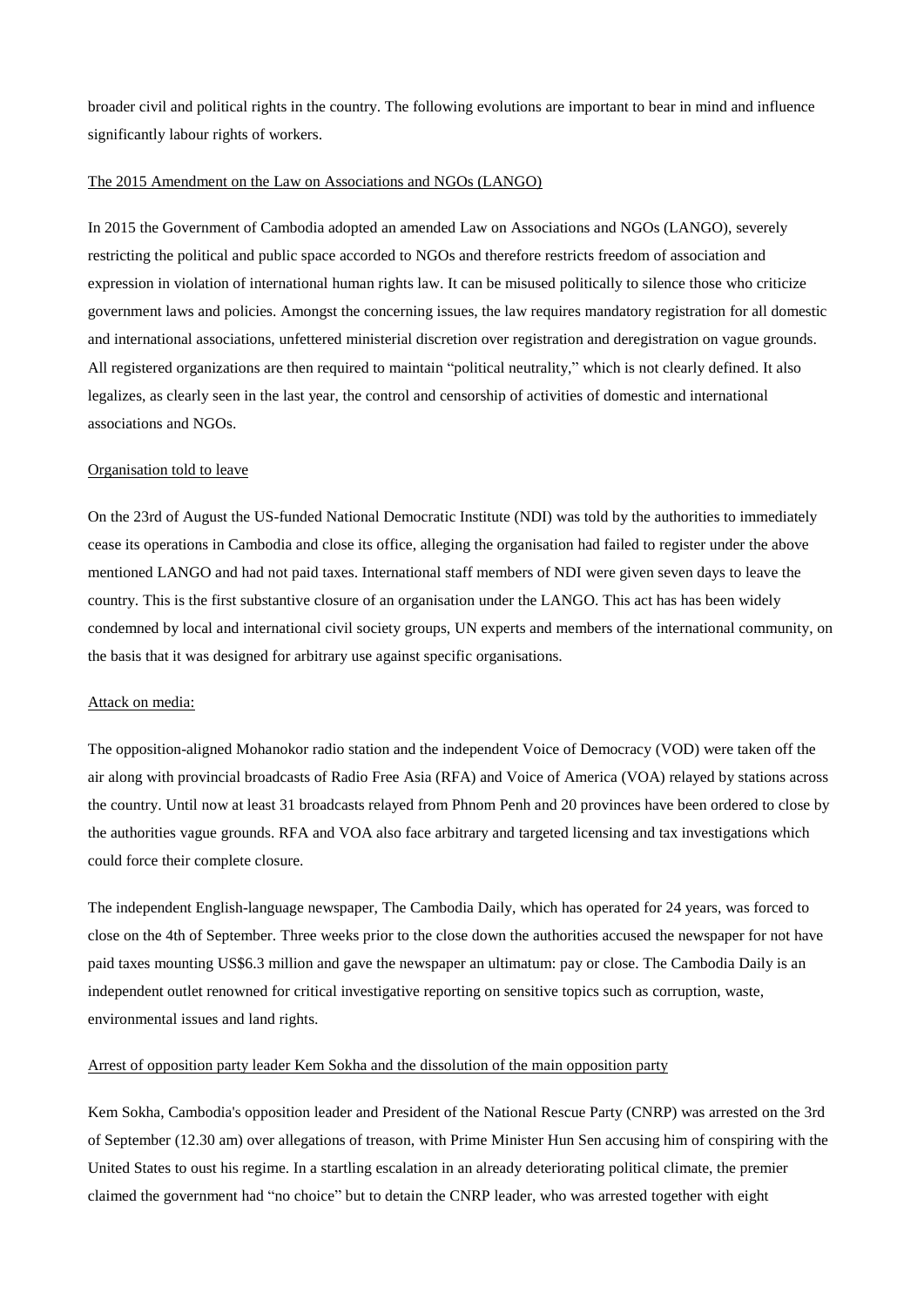broader civil and political rights in the country. The following evolutions are important to bear in mind and influence significantly labour rights of workers.

<u>The 2015 Amendment on the Law on Associations and NGOs (LANGO)</u>

In 2015 the Government of Cambodia adopted an amended Law on Associations and NGOs (LANGO), severely restricting the political and public space accorded to NGOs and therefore restricts freedom of association and expression in violation of international human rights law. It can be misused politically to silence those who criticize government laws and policies. Amongst the concerning issues, the law requires mandatory registration for all domestic and international associations, unfettered ministerial discretion over registration and deregistration on vague grounds. All registered organizations are then required to maintain "political neutrality," which is not clearly defined. It also legalizes, as clearly seen in the last year, the control and censorship of activities of domestic and international associations and NGOs.

<u>Organisation told to leave</u>

On the 23rd of August the US-funded National Democratic Institute (NDI) was told by the authorities to immediately cease its operations in Cambodia and close its office, alleging the organisation had failed to register under the above mentioned LANGO and had not paid taxes. International staff members of NDI were given seven days to leave the country. This is the first substantive closure of an organisation under the LANGO. This act has has been widely condemned by local and international civil society groups, UN experts and members of the international community, on the basis that it was designed for arbitrary use against specific organisations.

<u>Attack on media:</u>

The opposition-aligned Mohanokor radio station and the independent Voice of Democracy (VOD) were taken off the air along with provincial broadcasts of Radio Free Asia (RFA) and Voice of America (VOA) relayed by stations across the country. Until now at least 31 broadcasts relayed from Phnom Penh and 20 provinces have been ordered to close by the authorities vague grounds. RFA and VOA also face arbitrary and targeted licensing and tax investigations which could force their complete closure.

The independent English-language newspaper, The Cambodia Daily, which has operated for 24 years, was forced to close on the 4th of September. Three weeks prior to the close down the authorities accused the newspaper for not have paid taxes mounting US$6.3 million and gave the newspaper an ultimatum: pay or close. The Cambodia Daily is an independent outlet renowned for critical investigative reporting on sensitive topics such as corruption, waste, environmental issues and land rights.

<u>Arrest of opposition party leader Kem Sokha and the dissolution of the main opposition party</u>

Kem Sokha, Cambodia's opposition leader and President of the National Rescue Party (CNRP) was arrested on the 3rd of September (12.30 am) over allegations of treason, with Prime Minister Hun Sen accusing him of conspiring with the United States to oust his regime. In a startling escalation in an already deteriorating political climate, the premier claimed the government had "no choice" but to detain the CNRP leader, who was arrested together with eight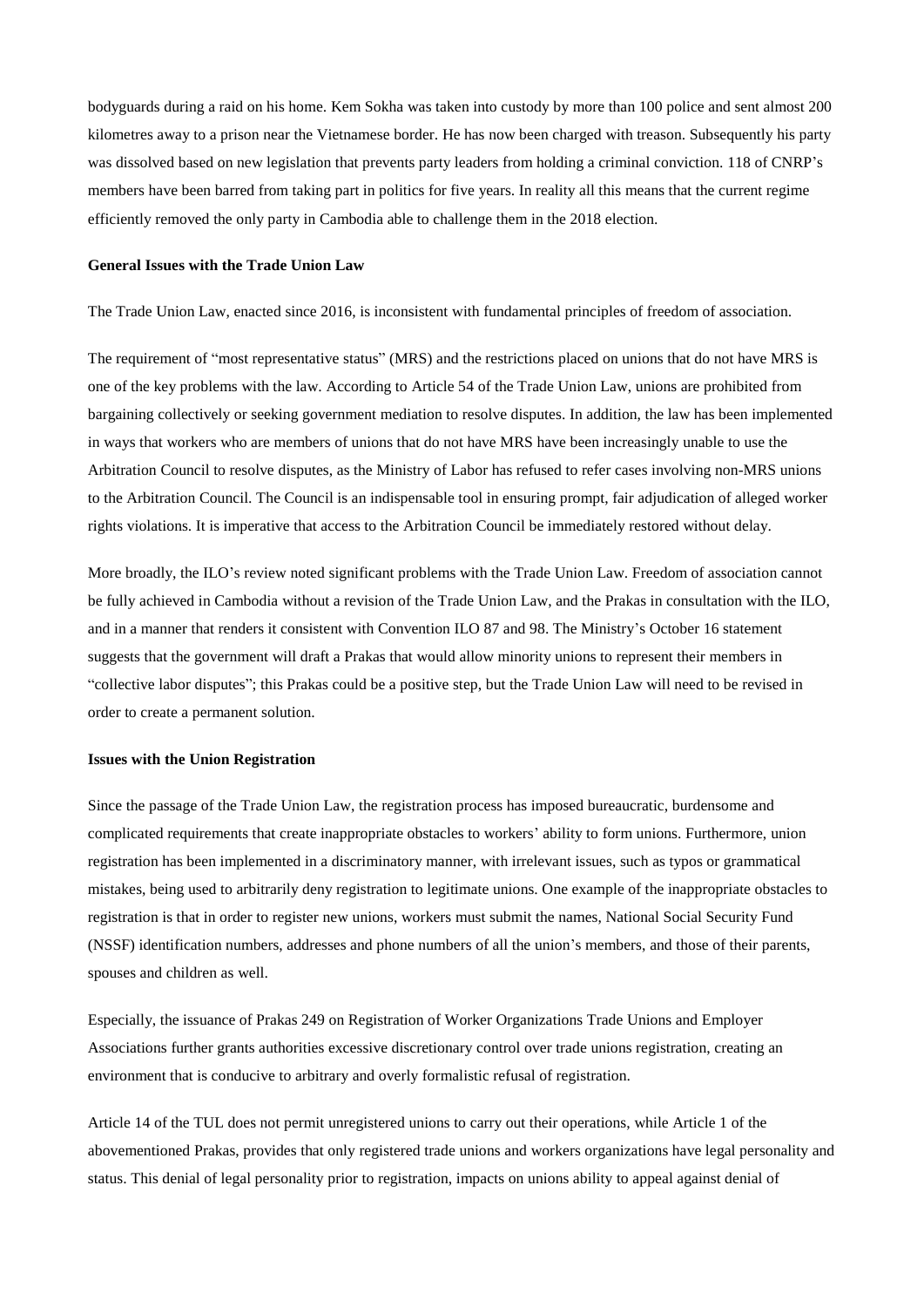bodyguards during a raid on his home. Kem Sokha was taken into custody by more than 100 police and sent almost 200 kilometres away to a prison near the Vietnamese border. He has now been charged with treason. Subsequently his party was dissolved based on new legislation that prevents party leaders from holding a criminal conviction. 118 of CNRP's members have been barred from taking part in politics for five years. In reality all this means that the current regime efficiently removed the only party in Cambodia able to challenge them in the 2018 election.

**General Issues with the Trade Union Law**

The Trade Union Law, enacted since 2016, is inconsistent with fundamental principles of freedom of association.

The requirement of "most representative status" (MRS) and the restrictions placed on unions that do not have MRS is one of the key problems with the law. According to Article 54 of the Trade Union Law, unions are prohibited from bargaining collectively or seeking government mediation to resolve disputes. In addition, the law has been implemented in ways that workers who are members of unions that do not have MRS have been increasingly unable to use the Arbitration Council to resolve disputes, as the Ministry of Labor has refused to refer cases involving non-MRS unions to the Arbitration Council. The Council is an indispensable tool in ensuring prompt, fair adjudication of alleged worker rights violations. It is imperative that access to the Arbitration Council be immediately restored without delay.

More broadly, the ILO's review noted significant problems with the Trade Union Law. Freedom of association cannot be fully achieved in Cambodia without a revision of the Trade Union Law, and the Prakas in consultation with the ILO, and in a manner that renders it consistent with Convention ILO 87 and 98. The Ministry's October 16 statement suggests that the government will draft a Prakas that would allow minority unions to represent their members in "collective labor disputes"; this Prakas could be a positive step, but the Trade Union Law will need to be revised in order to create a permanent solution.

**Issues with the Union Registration**

Since the passage of the Trade Union Law, the registration process has imposed bureaucratic, burdensome and complicated requirements that create inappropriate obstacles to workers' ability to form unions. Furthermore, union registration has been implemented in a discriminatory manner, with irrelevant issues, such as typos or grammatical mistakes, being used to arbitrarily deny registration to legitimate unions. One example of the inappropriate obstacles to registration is that in order to register new unions, workers must submit the names, National Social Security Fund (NSSF) identification numbers, addresses and phone numbers of all the union's members, and those of their parents, spouses and children as well.

Especially, the issuance of Prakas 249 on Registration of Worker Organizations Trade Unions and Employer Associations further grants authorities excessive discretionary control over trade unions registration, creating an environment that is conducive to arbitrary and overly formalistic refusal of registration.

Article 14 of the TUL does not permit unregistered unions to carry out their operations, while Article 1 of the abovementioned Prakas, provides that only registered trade unions and workers organizations have legal personality and status. This denial of legal personality prior to registration, impacts on unions ability to appeal against denial of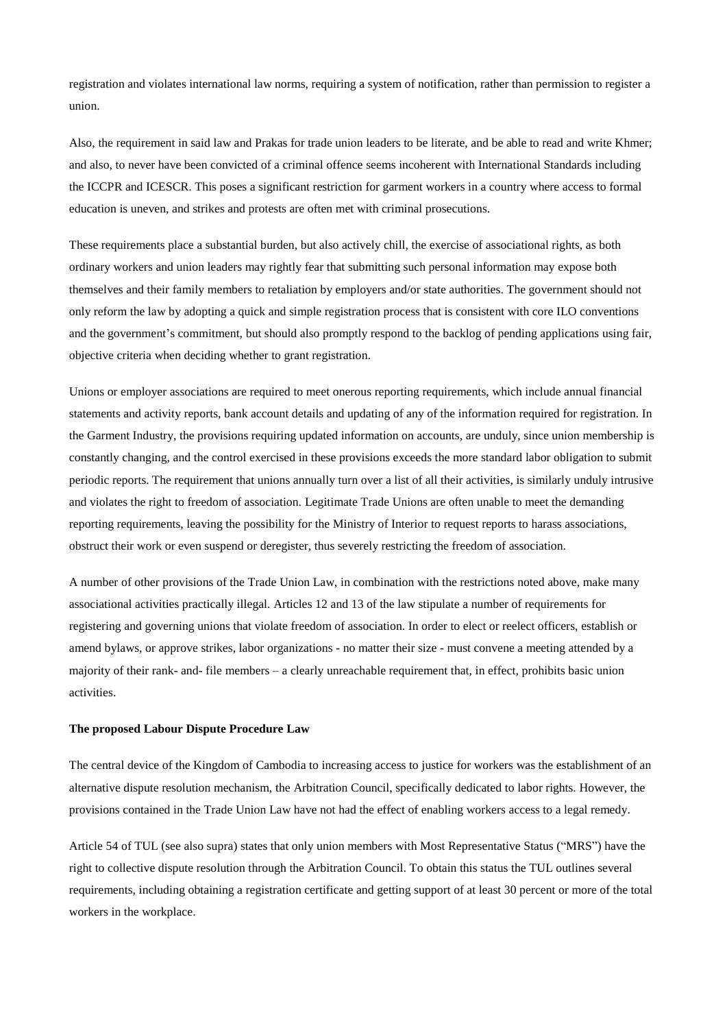registration and violates international law norms, requiring a system of notification, rather than permission to register a union.

Also, the requirement in said law and Prakas for trade union leaders to be literate, and be able to read and write Khmer; and also, to never have been convicted of a criminal offence seems incoherent with International Standards including the ICCPR and ICESCR. This poses a significant restriction for garment workers in a country where access to formal education is uneven, and strikes and protests are often met with criminal prosecutions.

These requirements place a substantial burden, but also actively chill, the exercise of associational rights, as both ordinary workers and union leaders may rightly fear that submitting such personal information may expose both themselves and their family members to retaliation by employers and/or state authorities. The government should not only reform the law by adopting a quick and simple registration process that is consistent with core ILO conventions and the government's commitment, but should also promptly respond to the backlog of pending applications using fair, objective criteria when deciding whether to grant registration.

Unions or employer associations are required to meet onerous reporting requirements, which include annual financial statements and activity reports, bank account details and updating of any of the information required for registration. In the Garment Industry, the provisions requiring updated information on accounts, are unduly, since union membership is constantly changing, and the control exercised in these provisions exceeds the more standard labor obligation to submit periodic reports. The requirement that unions annually turn over a list of all their activities, is similarly unduly intrusive and violates the right to freedom of association. Legitimate Trade Unions are often unable to meet the demanding reporting requirements, leaving the possibility for the Ministry of Interior to request reports to harass associations, obstruct their work or even suspend or deregister, thus severely restricting the freedom of association.

A number of other provisions of the Trade Union Law, in combination with the restrictions noted above, make many associational activities practically illegal. Articles 12 and 13 of the law stipulate a number of requirements for registering and governing unions that violate freedom of association. In order to elect or reelect officers, establish or amend bylaws, or approve strikes, labor organizations - no matter their size - must convene a meeting attended by a majority of their rank- and- file members – a clearly unreachable requirement that, in effect, prohibits basic union activities.

**The proposed Labour Dispute Procedure Law**

The central device of the Kingdom of Cambodia to increasing access to justice for workers was the establishment of an alternative dispute resolution mechanism, the Arbitration Council, specifically dedicated to labor rights. However, the provisions contained in the Trade Union Law have not had the effect of enabling workers access to a legal remedy.

Article 54 of TUL (see also supra) states that only union members with Most Representative Status ("MRS") have the right to collective dispute resolution through the Arbitration Council. To obtain this status the TUL outlines several requirements, including obtaining a registration certificate and getting support of at least 30 percent or more of the total workers in the workplace.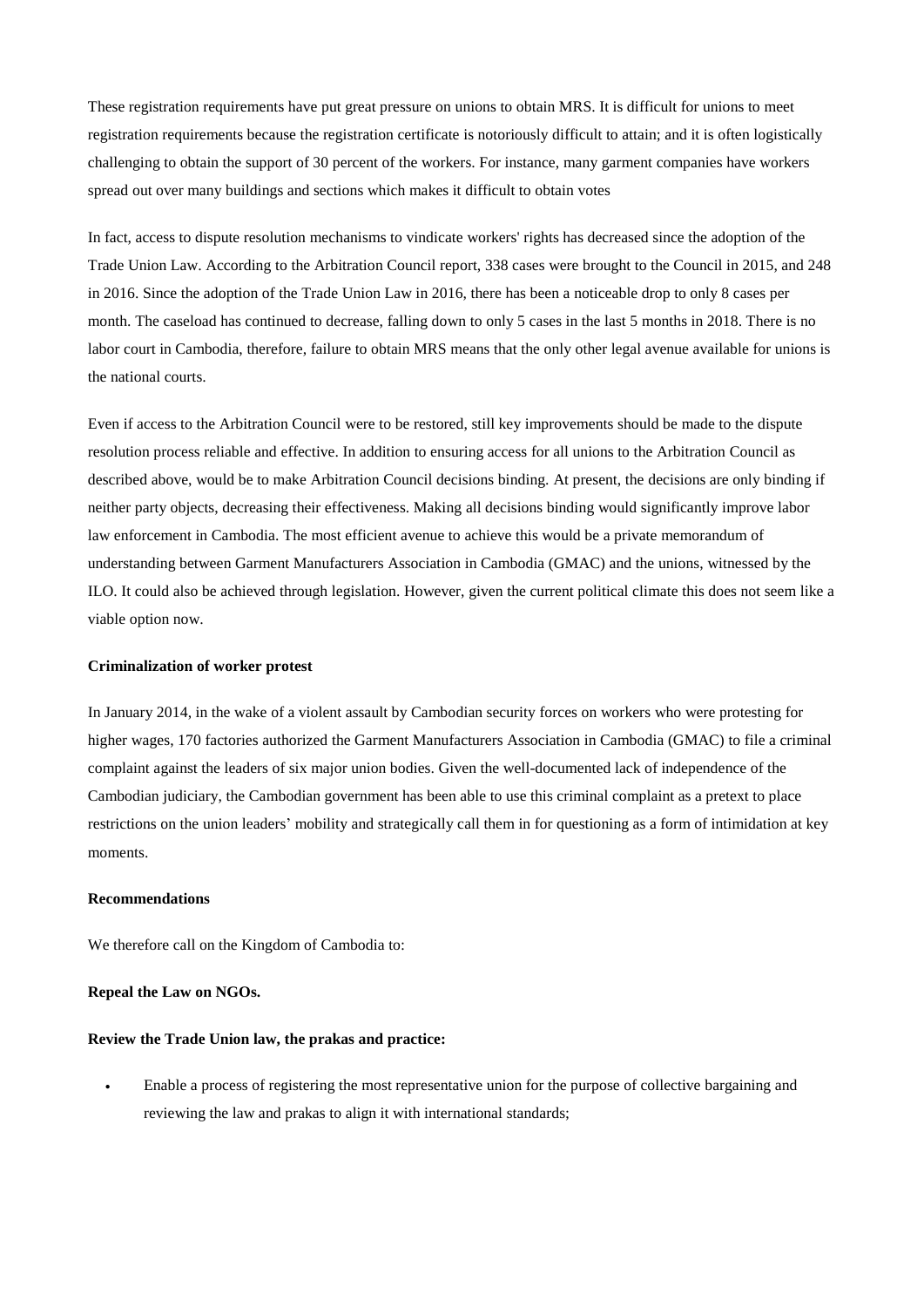These registration requirements have put great pressure on unions to obtain MRS. It is difficult for unions to meet registration requirements because the registration certificate is notoriously difficult to attain; and it is often logistically challenging to obtain the support of 30 percent of the workers. For instance, many garment companies have workers spread out over many buildings and sections which makes it difficult to obtain votes

In fact, access to dispute resolution mechanisms to vindicate workers' rights has decreased since the adoption of the Trade Union Law. According to the Arbitration Council report, 338 cases were brought to the Council in 2015, and 248 in 2016. Since the adoption of the Trade Union Law in 2016, there has been a noticeable drop to only 8 cases per month. The caseload has continued to decrease, falling down to only 5 cases in the last 5 months in 2018. There is no labor court in Cambodia, therefore, failure to obtain MRS means that the only other legal avenue available for unions is the national courts.

Even if access to the Arbitration Council were to be restored, still key improvements should be made to the dispute resolution process reliable and effective. In addition to ensuring access for all unions to the Arbitration Council as described above, would be to make Arbitration Council decisions binding. At present, the decisions are only binding if neither party objects, decreasing their effectiveness. Making all decisions binding would significantly improve labor law enforcement in Cambodia. The most efficient avenue to achieve this would be a private memorandum of understanding between Garment Manufacturers Association in Cambodia (GMAC) and the unions, witnessed by the ILO. It could also be achieved through legislation. However, given the current political climate this does not seem like a viable option now.

**Criminalization of worker protest**

In January 2014, in the wake of a violent assault by Cambodian security forces on workers who were protesting for higher wages, 170 factories authorized the Garment Manufacturers Association in Cambodia (GMAC) to file a criminal complaint against the leaders of six major union bodies. Given the well-documented lack of independence of the Cambodian judiciary, the Cambodian government has been able to use this criminal complaint as a pretext to place restrictions on the union leaders' mobility and strategically call them in for questioning as a form of intimidation at key moments.

**Recommendations**

We therefore call on the Kingdom of Cambodia to:

**Repeal the Law on NGOs.**

**Review the Trade Union law, the prakas and practice:**

- Enable a process of registering the most representative union for the purpose of collective bargaining and reviewing the law and prakas to align it with international standards;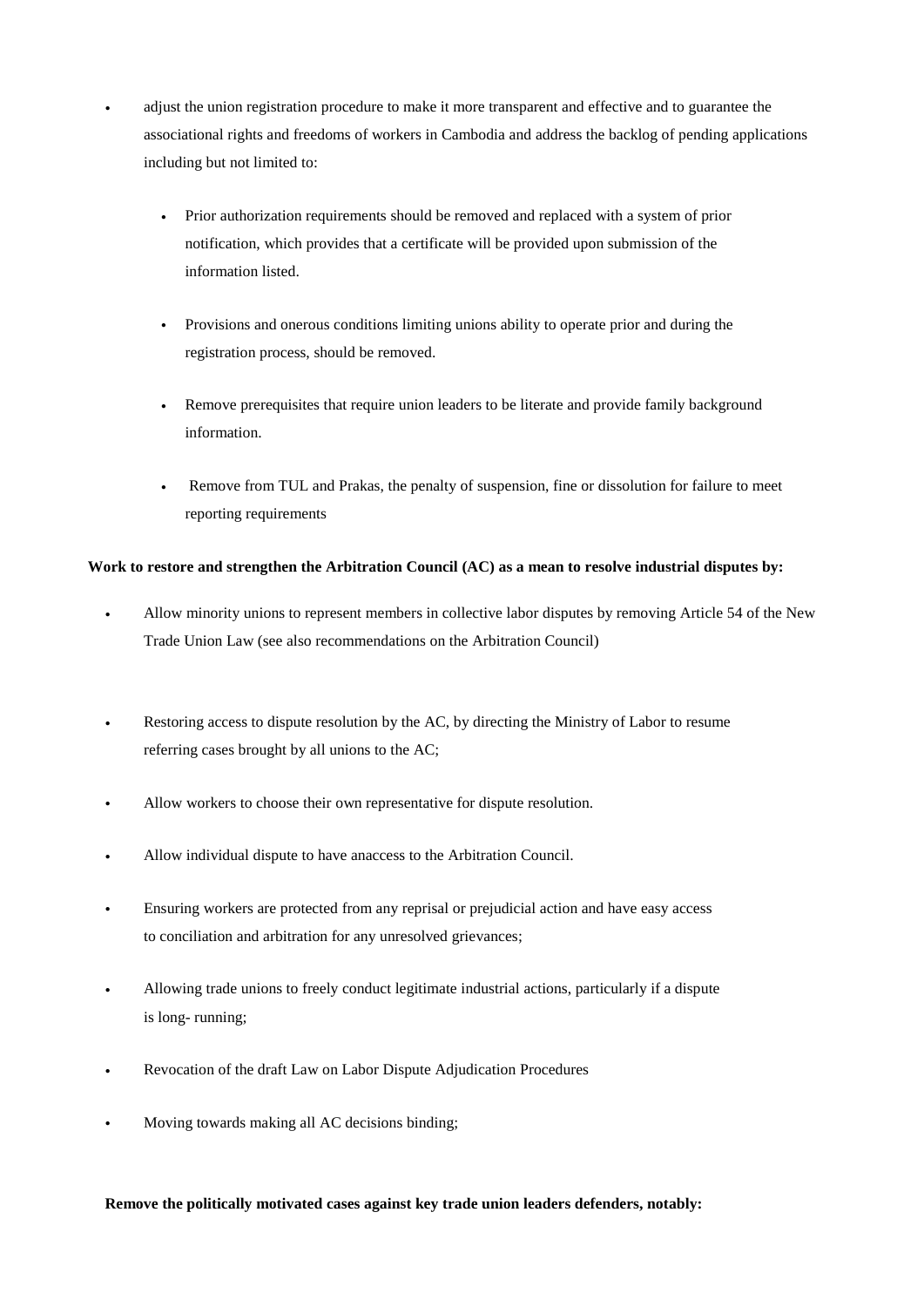- adjust the union registration procedure to make it more transparent and effective and to guarantee the associational rights and freedoms of workers in Cambodia and address the backlog of pending applications including but not limited to:
  - Prior authorization requirements should be removed and replaced with a system of prior notification, which provides that a certificate will be provided upon submission of the information listed.
  - Provisions and onerous conditions limiting unions ability to operate prior and during the registration process, should be removed.
  - Remove prerequisites that require union leaders to be literate and provide family background information.
  - Remove from TUL and Prakas, the penalty of suspension, fine or dissolution for failure to meet reporting requirements

**Work to restore and strengthen the Arbitration Council (AC) as a mean to resolve industrial disputes by:**

- Allow minority unions to represent members in collective labor disputes by removing Article 54 of the New Trade Union Law (see also recommendations on the Arbitration Council)
- Restoring access to dispute resolution by the AC, by directing the Ministry of Labor to resume referring cases brought by all unions to the AC;
- Allow workers to choose their own representative for dispute resolution.
- Allow individual dispute to have anaccess to the Arbitration Council.
- Ensuring workers are protected from any reprisal or prejudicial action and have easy access to conciliation and arbitration for any unresolved grievances;
- Allowing trade unions to freely conduct legitimate industrial actions, particularly if a dispute is long- running;
- Revocation of the draft Law on Labor Dispute Adjudication Procedures
- Moving towards making all AC decisions binding;

**Remove the politically motivated cases against key trade union leaders defenders, notably:**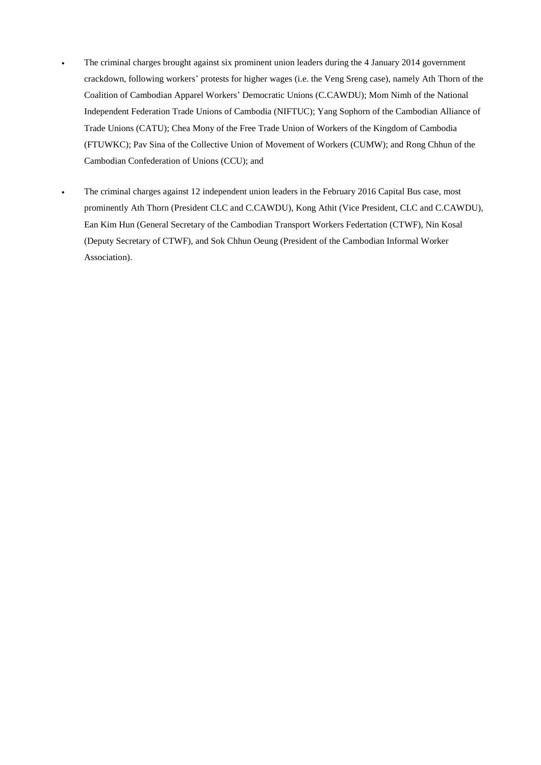- The criminal charges brought against six prominent union leaders during the 4 January 2014 government crackdown, following workers' protests for higher wages (i.e. the Veng Sreng case), namely Ath Thorn of the Coalition of Cambodian Apparel Workers' Democratic Unions (C.CAWDU); Mom Nimh of the National Independent Federation Trade Unions of Cambodia (NIFTUC); Yang Sophorn of the Cambodian Alliance of Trade Unions (CATU); Chea Mony of the Free Trade Union of Workers of the Kingdom of Cambodia (FTUWKC); Pav Sina of the Collective Union of Movement of Workers (CUMW); and Rong Chhun of the Cambodian Confederation of Unions (CCU); and

- The criminal charges against 12 independent union leaders in the February 2016 Capital Bus case, most prominently Ath Thorn (President CLC and C.CAWDU), Kong Athit (Vice President, CLC and C.CAWDU), Ean Kim Hun (General Secretary of the Cambodian Transport Workers Federtation (CTWF), Nin Kosal (Deputy Secretary of CTWF), and Sok Chhun Oeung (President of the Cambodian Informal Worker Association).